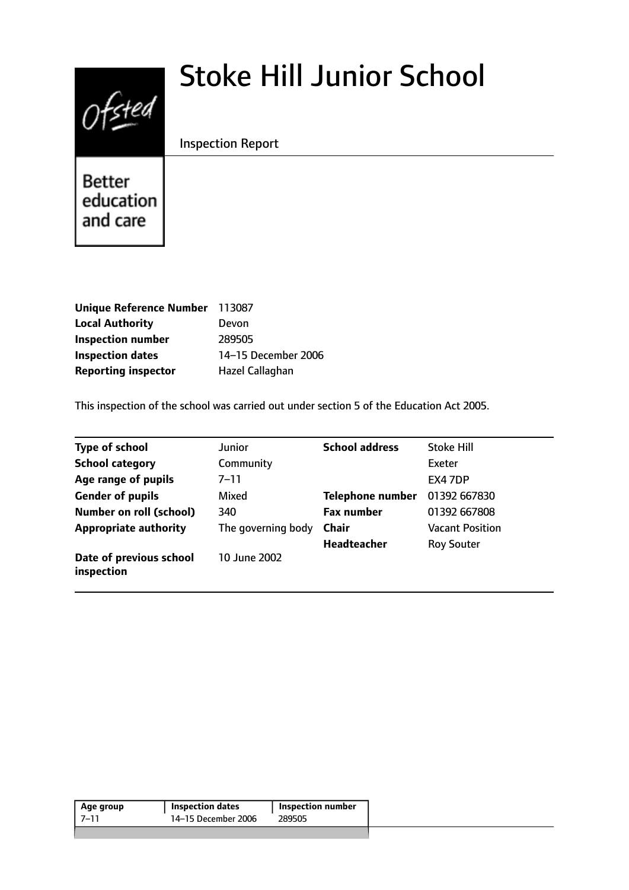# Stoke Hill Junior School

Inspection Report

Better education and care

| | |
|---|---|
| **Unique Reference Number** | 113087 |
| **Local Authority** | Devon |
| **Inspection number** | 289505 |
| **Inspection dates** | 14–15 December 2006 |
| **Reporting inspector** | Hazel Callaghan |

This inspection of the school was carried out under section 5 of the Education Act 2005.

| | | | |
|---|---|---|---|
| **Type of school** | Junior | **School address** | Stoke Hill |
| **School category** | Community | | Exeter |
| **Age range of pupils** | 7–11 | | EX4 7DP |
| **Gender of pupils** | Mixed | **Telephone number** | 01392 667830 |
| **Number on roll (school)** | 340 | **Fax number** | 01392 667808 |
| **Appropriate authority** | The governing body | **Chair** | Vacant Position |
| | | **Headteacher** | Roy Souter |
| **Date of previous school inspection** | 10 June 2002 | | |

| Age group | Inspection dates | Inspection number |
|---|---|---|
| 7–11 | 14–15 December 2006 | 289505 |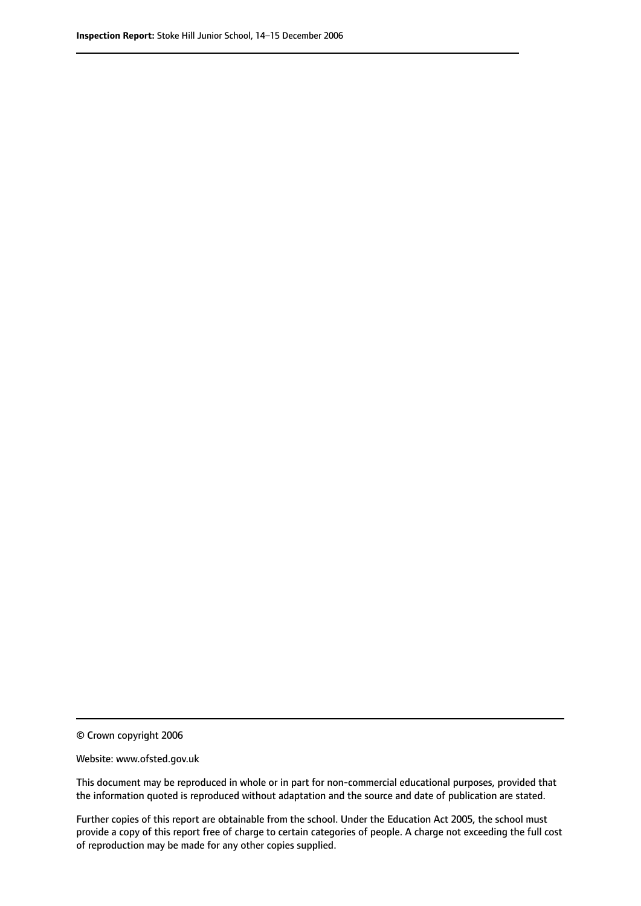© Crown copyright 2006

Website: www.ofsted.gov.uk

This document may be reproduced in whole or in part for non-commercial educational purposes, provided that the information quoted is reproduced without adaptation and the source and date of publication are stated.

Further copies of this report are obtainable from the school. Under the Education Act 2005, the school must provide a copy of this report free of charge to certain categories of people. A charge not exceeding the full cost of reproduction may be made for any other copies supplied.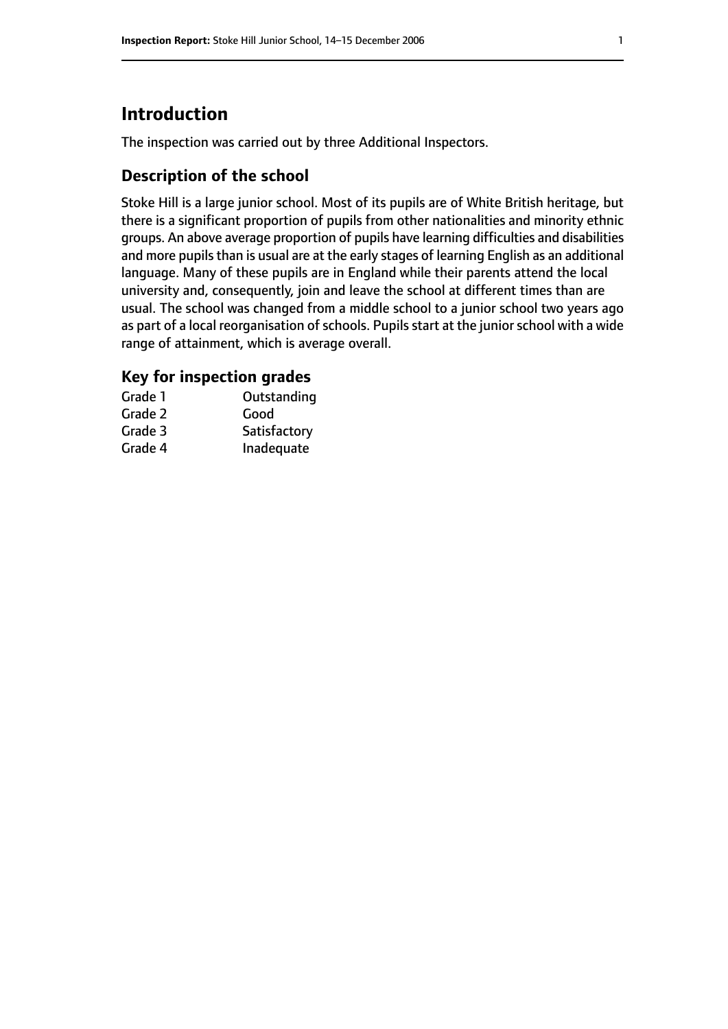# Introduction

The inspection was carried out by three Additional Inspectors.

## Description of the school

Stoke Hill is a large junior school. Most of its pupils are of White British heritage, but there is a significant proportion of pupils from other nationalities and minority ethnic groups. An above average proportion of pupils have learning difficulties and disabilities and more pupils than is usual are at the early stages of learning English as an additional language. Many of these pupils are in England while their parents attend the local university and, consequently, join and leave the school at different times than are usual. The school was changed from a middle school to a junior school two years ago as part of a local reorganisation of schools. Pupils start at the junior school with a wide range of attainment, which is average overall.

### Key for inspection grades

| | |
|---|---|
| Grade 1 | Outstanding |
| Grade 2 | Good |
| Grade 3 | Satisfactory |
| Grade 4 | Inadequate |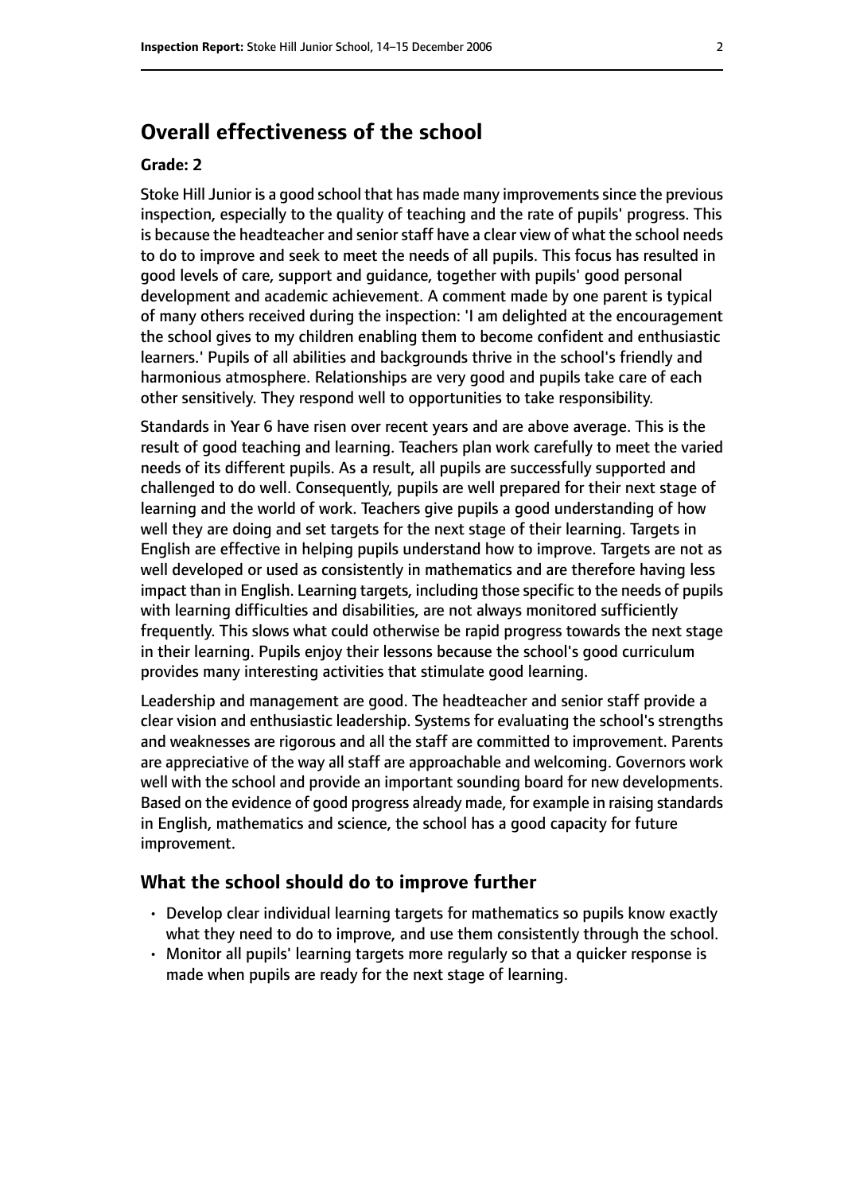## Overall effectiveness of the school

### Grade: 2

Stoke Hill Junior is a good school that has made many improvements since the previous inspection, especially to the quality of teaching and the rate of pupils' progress. This is because the headteacher and senior staff have a clear view of what the school needs to do to improve and seek to meet the needs of all pupils. This focus has resulted in good levels of care, support and guidance, together with pupils' good personal development and academic achievement. A comment made by one parent is typical of many others received during the inspection: 'I am delighted at the encouragement the school gives to my children enabling them to become confident and enthusiastic learners.' Pupils of all abilities and backgrounds thrive in the school's friendly and harmonious atmosphere. Relationships are very good and pupils take care of each other sensitively. They respond well to opportunities to take responsibility.

Standards in Year 6 have risen over recent years and are above average. This is the result of good teaching and learning. Teachers plan work carefully to meet the varied needs of its different pupils. As a result, all pupils are successfully supported and challenged to do well. Consequently, pupils are well prepared for their next stage of learning and the world of work. Teachers give pupils a good understanding of how well they are doing and set targets for the next stage of their learning. Targets in English are effective in helping pupils understand how to improve. Targets are not as well developed or used as consistently in mathematics and are therefore having less impact than in English. Learning targets, including those specific to the needs of pupils with learning difficulties and disabilities, are not always monitored sufficiently frequently. This slows what could otherwise be rapid progress towards the next stage in their learning. Pupils enjoy their lessons because the school's good curriculum provides many interesting activities that stimulate good learning.

Leadership and management are good. The headteacher and senior staff provide a clear vision and enthusiastic leadership. Systems for evaluating the school's strengths and weaknesses are rigorous and all the staff are committed to improvement. Parents are appreciative of the way all staff are approachable and welcoming. Governors work well with the school and provide an important sounding board for new developments. Based on the evidence of good progress already made, for example in raising standards in English, mathematics and science, the school has a good capacity for future improvement.

### What the school should do to improve further

- Develop clear individual learning targets for mathematics so pupils know exactly what they need to do to improve, and use them consistently through the school.
- Monitor all pupils' learning targets more regularly so that a quicker response is made when pupils are ready for the next stage of learning.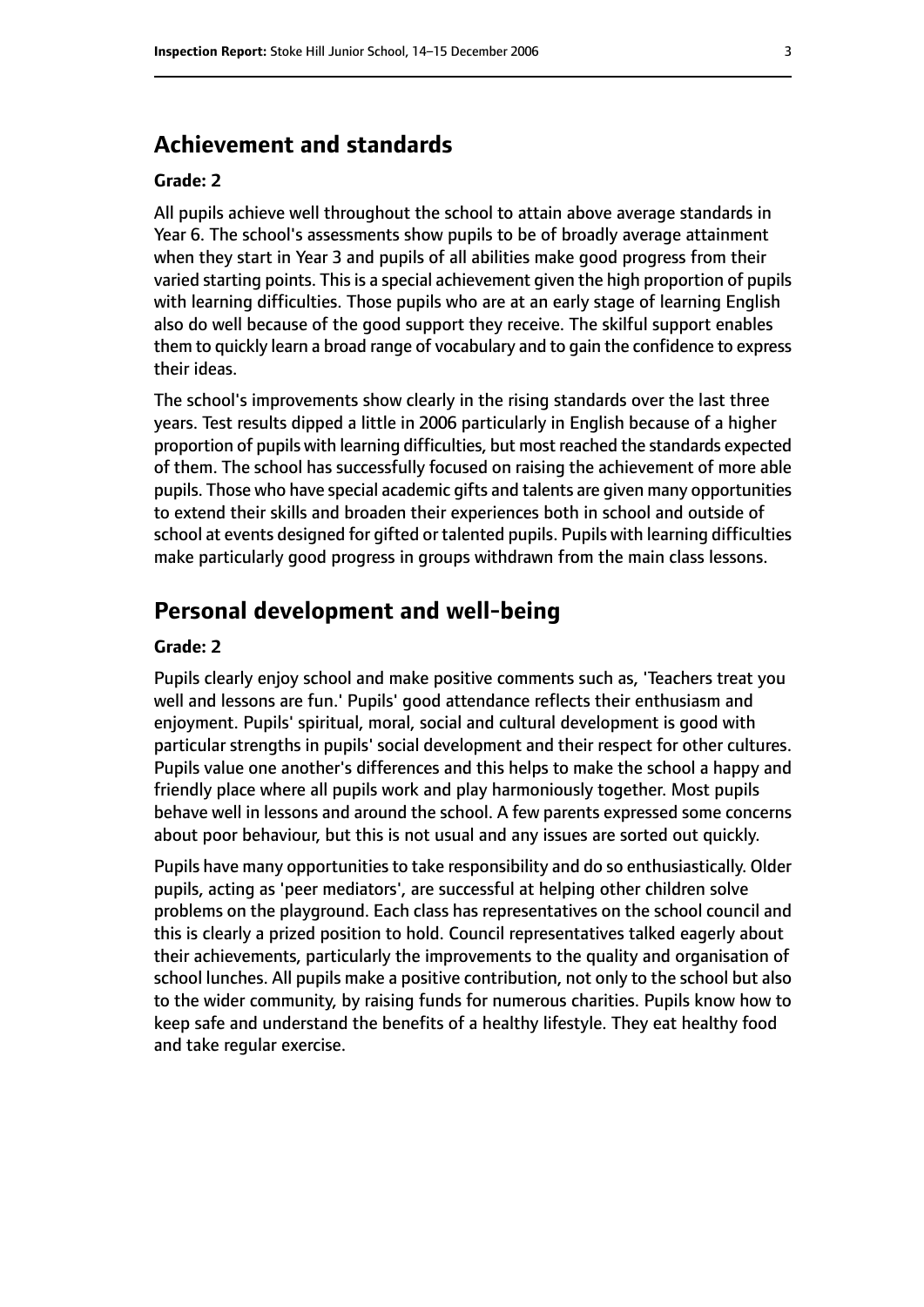## Achievement and standards

**Grade: 2**

All pupils achieve well throughout the school to attain above average standards in Year 6. The school's assessments show pupils to be of broadly average attainment when they start in Year 3 and pupils of all abilities make good progress from their varied starting points. This is a special achievement given the high proportion of pupils with learning difficulties. Those pupils who are at an early stage of learning English also do well because of the good support they receive. The skilful support enables them to quickly learn a broad range of vocabulary and to gain the confidence to express their ideas.

The school's improvements show clearly in the rising standards over the last three years. Test results dipped a little in 2006 particularly in English because of a higher proportion of pupils with learning difficulties, but most reached the standards expected of them. The school has successfully focused on raising the achievement of more able pupils. Those who have special academic gifts and talents are given many opportunities to extend their skills and broaden their experiences both in school and outside of school at events designed for gifted or talented pupils. Pupils with learning difficulties make particularly good progress in groups withdrawn from the main class lessons.

## Personal development and well-being

**Grade: 2**

Pupils clearly enjoy school and make positive comments such as, 'Teachers treat you well and lessons are fun.' Pupils' good attendance reflects their enthusiasm and enjoyment. Pupils' spiritual, moral, social and cultural development is good with particular strengths in pupils' social development and their respect for other cultures. Pupils value one another's differences and this helps to make the school a happy and friendly place where all pupils work and play harmoniously together. Most pupils behave well in lessons and around the school. A few parents expressed some concerns about poor behaviour, but this is not usual and any issues are sorted out quickly.

Pupils have many opportunities to take responsibility and do so enthusiastically. Older pupils, acting as 'peer mediators', are successful at helping other children solve problems on the playground. Each class has representatives on the school council and this is clearly a prized position to hold. Council representatives talked eagerly about their achievements, particularly the improvements to the quality and organisation of school lunches. All pupils make a positive contribution, not only to the school but also to the wider community, by raising funds for numerous charities. Pupils know how to keep safe and understand the benefits of a healthy lifestyle. They eat healthy food and take regular exercise.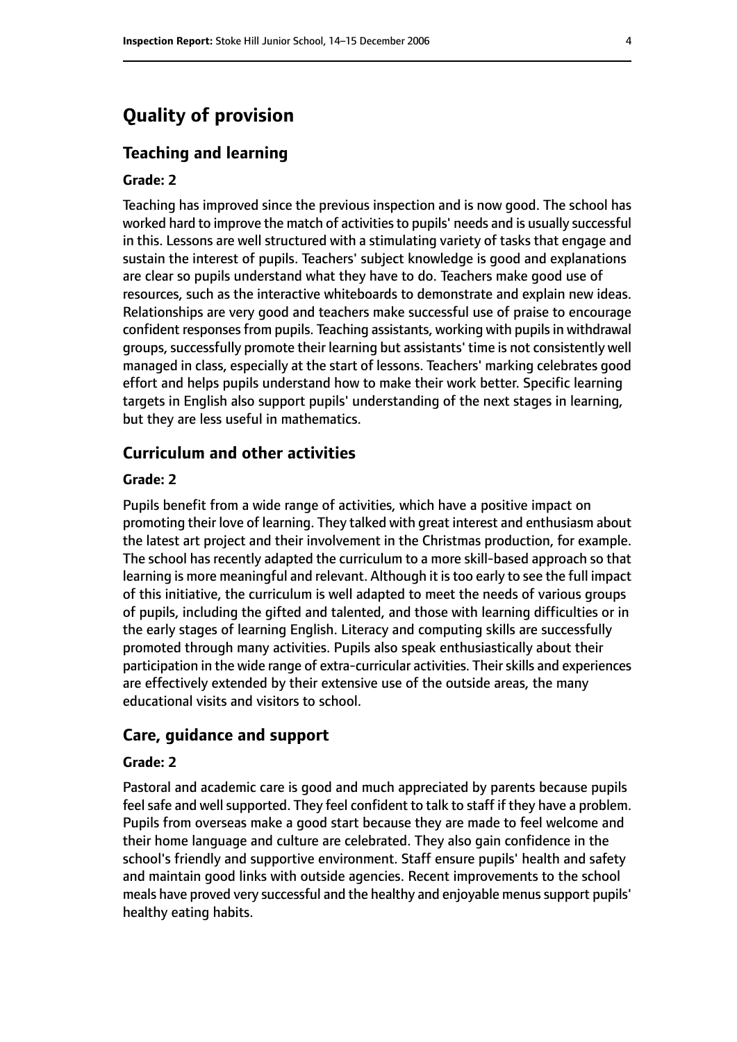# Quality of provision

## Teaching and learning

### Grade: 2

Teaching has improved since the previous inspection and is now good. The school has worked hard to improve the match of activities to pupils' needs and is usually successful in this. Lessons are well structured with a stimulating variety of tasks that engage and sustain the interest of pupils. Teachers' subject knowledge is good and explanations are clear so pupils understand what they have to do. Teachers make good use of resources, such as the interactive whiteboards to demonstrate and explain new ideas. Relationships are very good and teachers make successful use of praise to encourage confident responses from pupils. Teaching assistants, working with pupils in withdrawal groups, successfully promote their learning but assistants' time is not consistently well managed in class, especially at the start of lessons. Teachers' marking celebrates good effort and helps pupils understand how to make their work better. Specific learning targets in English also support pupils' understanding of the next stages in learning, but they are less useful in mathematics.

## Curriculum and other activities

### Grade: 2

Pupils benefit from a wide range of activities, which have a positive impact on promoting their love of learning. They talked with great interest and enthusiasm about the latest art project and their involvement in the Christmas production, for example. The school has recently adapted the curriculum to a more skill-based approach so that learning is more meaningful and relevant. Although it is too early to see the full impact of this initiative, the curriculum is well adapted to meet the needs of various groups of pupils, including the gifted and talented, and those with learning difficulties or in the early stages of learning English. Literacy and computing skills are successfully promoted through many activities. Pupils also speak enthusiastically about their participation in the wide range of extra-curricular activities. Their skills and experiences are effectively extended by their extensive use of the outside areas, the many educational visits and visitors to school.

## Care, guidance and support

### Grade: 2

Pastoral and academic care is good and much appreciated by parents because pupils feel safe and well supported. They feel confident to talk to staff if they have a problem. Pupils from overseas make a good start because they are made to feel welcome and their home language and culture are celebrated. They also gain confidence in the school's friendly and supportive environment. Staff ensure pupils' health and safety and maintain good links with outside agencies. Recent improvements to the school meals have proved very successful and the healthy and enjoyable menus support pupils' healthy eating habits.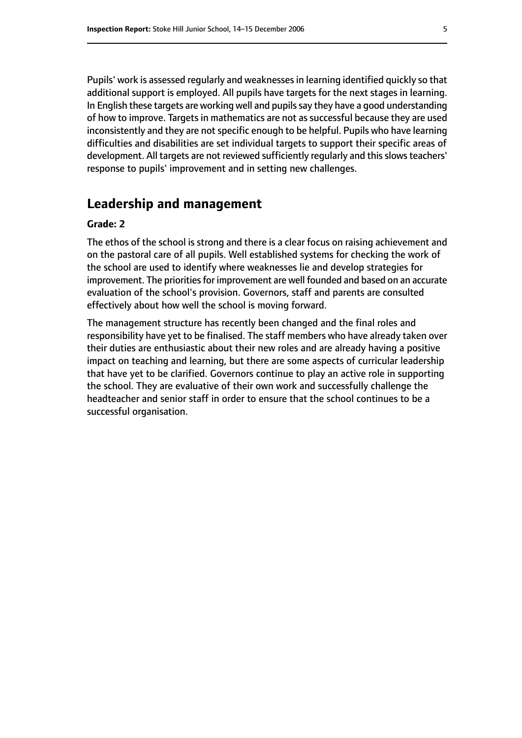Pupils' work is assessed regularly and weaknesses in learning identified quickly so that additional support is employed. All pupils have targets for the next stages in learning. In English these targets are working well and pupils say they have a good understanding of how to improve. Targets in mathematics are not as successful because they are used inconsistently and they are not specific enough to be helpful. Pupils who have learning difficulties and disabilities are set individual targets to support their specific areas of development. All targets are not reviewed sufficiently regularly and this slows teachers' response to pupils' improvement and in setting new challenges.

## Leadership and management

**Grade: 2**

The ethos of the school is strong and there is a clear focus on raising achievement and on the pastoral care of all pupils. Well established systems for checking the work of the school are used to identify where weaknesses lie and develop strategies for improvement. The priorities for improvement are well founded and based on an accurate evaluation of the school's provision. Governors, staff and parents are consulted effectively about how well the school is moving forward.

The management structure has recently been changed and the final roles and responsibility have yet to be finalised. The staff members who have already taken over their duties are enthusiastic about their new roles and are already having a positive impact on teaching and learning, but there are some aspects of curricular leadership that have yet to be clarified. Governors continue to play an active role in supporting the school. They are evaluative of their own work and successfully challenge the headteacher and senior staff in order to ensure that the school continues to be a successful organisation.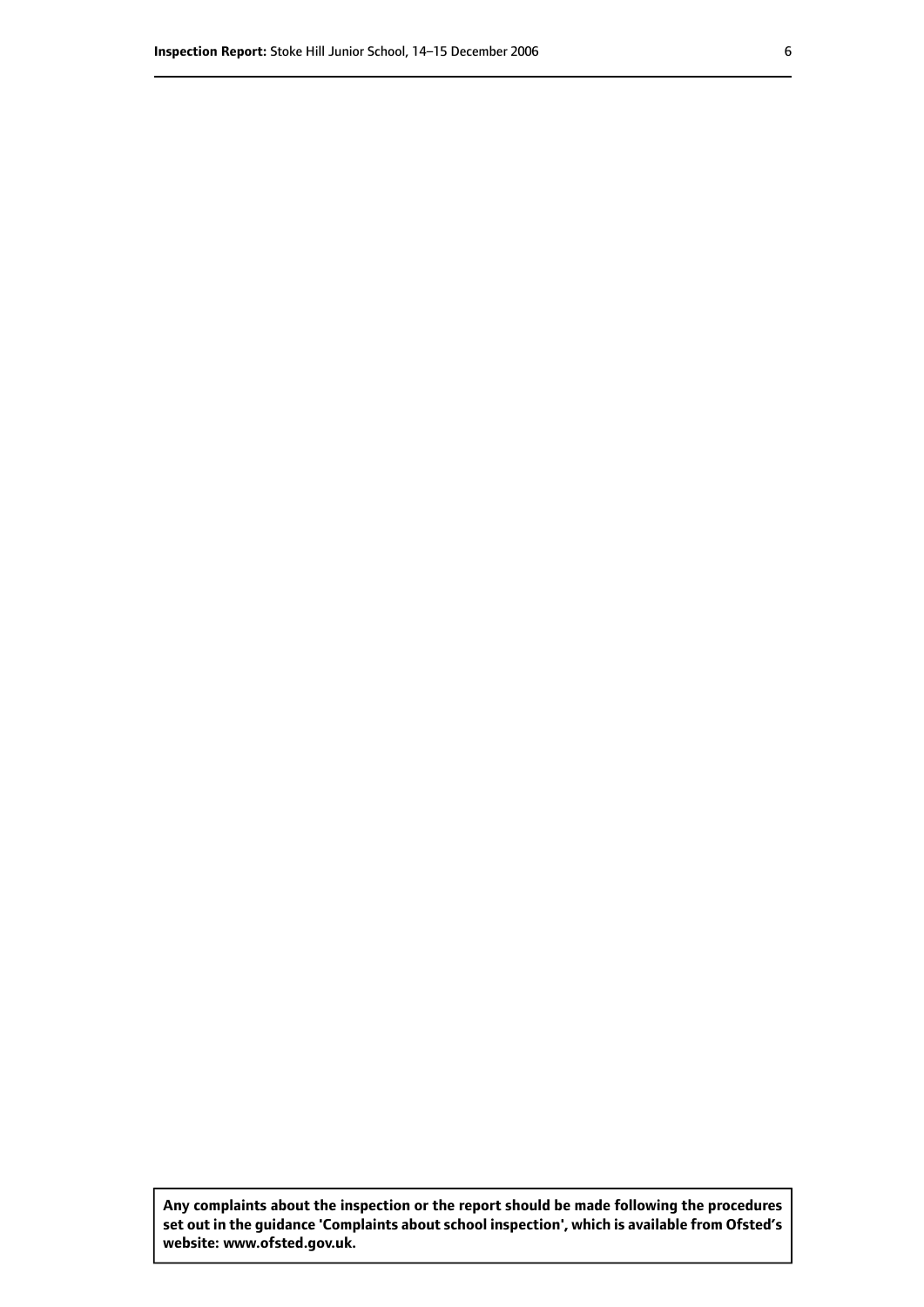**Any complaints about the inspection or the report should be made following the procedures set out in the guidance 'Complaints about school inspection', which is available from Ofsted's website: www.ofsted.gov.uk.**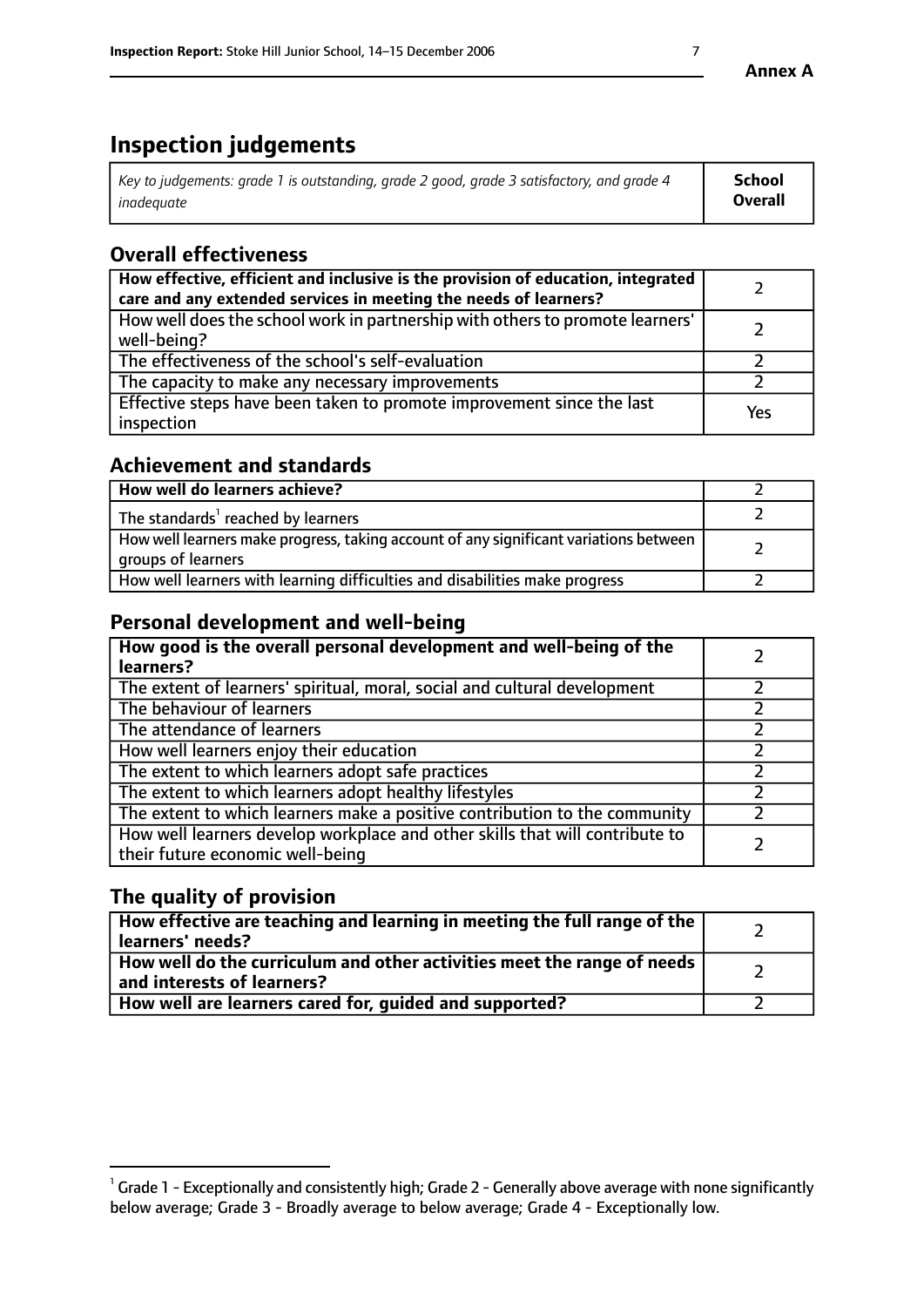# Inspection judgements

| *Key to judgements: grade 1 is outstanding, grade 2 good, grade 3 satisfactory, and grade 4 inadequate* | **School Overall** |
|---|---|

## Overall effectiveness

| | |
|---|---|
| **How effective, efficient and inclusive is the provision of education, integrated care and any extended services in meeting the needs of learners?** | 2 |
| How well does the school work in partnership with others to promote learners' well-being? | 2 |
| The effectiveness of the school's self-evaluation | 2 |
| The capacity to make any necessary improvements | 2 |
| Effective steps have been taken to promote improvement since the last inspection | Yes |

## Achievement and standards

| | |
|---|---|
| **How well do learners achieve?** | 2 |
| The standards[1] reached by learners | 2 |
| How well learners make progress, taking account of any significant variations between groups of learners | 2 |
| How well learners with learning difficulties and disabilities make progress | 2 |

## Personal development and well-being

| | |
|---|---|
| **How good is the overall personal development and well-being of the learners?** | 2 |
| The extent of learners' spiritual, moral, social and cultural development | 2 |
| The behaviour of learners | 2 |
| The attendance of learners | 2 |
| How well learners enjoy their education | 2 |
| The extent to which learners adopt safe practices | 2 |
| The extent to which learners adopt healthy lifestyles | 2 |
| The extent to which learners make a positive contribution to the community | 2 |
| How well learners develop workplace and other skills that will contribute to their future economic well-being | 2 |

## The quality of provision

| | |
|---|---|
| **How effective are teaching and learning in meeting the full range of the learners' needs?** | 2 |
| **How well do the curriculum and other activities meet the range of needs and interests of learners?** | 2 |
| **How well are learners cared for, guided and supported?** | 2 |

[1] Grade 1 - Exceptionally and consistently high; Grade 2 - Generally above average with none significantly below average; Grade 3 - Broadly average to below average; Grade 4 - Exceptionally low.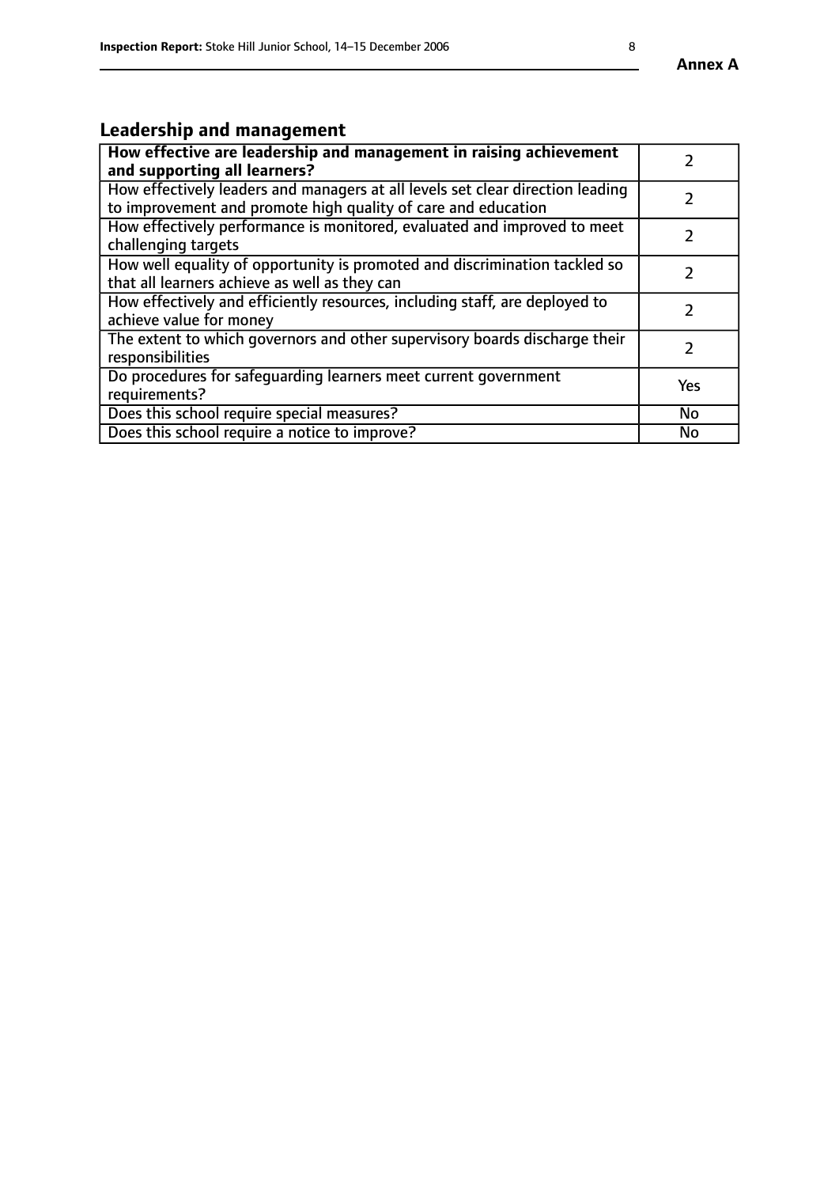## Leadership and management

| **How effective are leadership and management in raising achievement and supporting all learners?** | 2 |
|---|---|
| How effectively leaders and managers at all levels set clear direction leading to improvement and promote high quality of care and education | 2 |
| How effectively performance is monitored, evaluated and improved to meet challenging targets | 2 |
| How well equality of opportunity is promoted and discrimination tackled so that all learners achieve as well as they can | 2 |
| How effectively and efficiently resources, including staff, are deployed to achieve value for money | 2 |
| The extent to which governors and other supervisory boards discharge their responsibilities | 2 |
| Do procedures for safeguarding learners meet current government requirements? | Yes |
| Does this school require special measures? | No |
| Does this school require a notice to improve? | No |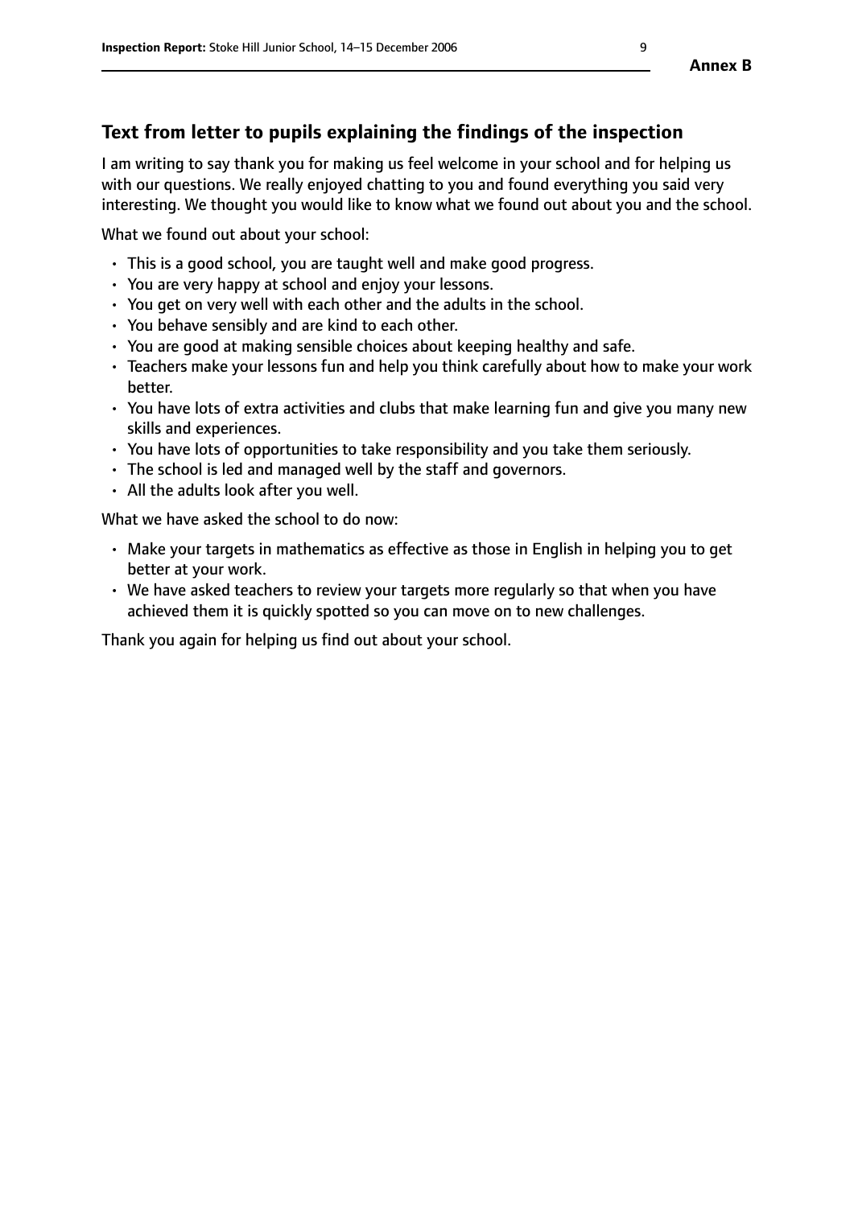## Text from letter to pupils explaining the findings of the inspection

I am writing to say thank you for making us feel welcome in your school and for helping us with our questions. We really enjoyed chatting to you and found everything you said very interesting. We thought you would like to know what we found out about you and the school.

What we found out about your school:

- This is a good school, you are taught well and make good progress.
- You are very happy at school and enjoy your lessons.
- You get on very well with each other and the adults in the school.
- You behave sensibly and are kind to each other.
- You are good at making sensible choices about keeping healthy and safe.
- Teachers make your lessons fun and help you think carefully about how to make your work better.
- You have lots of extra activities and clubs that make learning fun and give you many new skills and experiences.
- You have lots of opportunities to take responsibility and you take them seriously.
- The school is led and managed well by the staff and governors.
- All the adults look after you well.

What we have asked the school to do now:

- Make your targets in mathematics as effective as those in English in helping you to get better at your work.
- We have asked teachers to review your targets more regularly so that when you have achieved them it is quickly spotted so you can move on to new challenges.

Thank you again for helping us find out about your school.